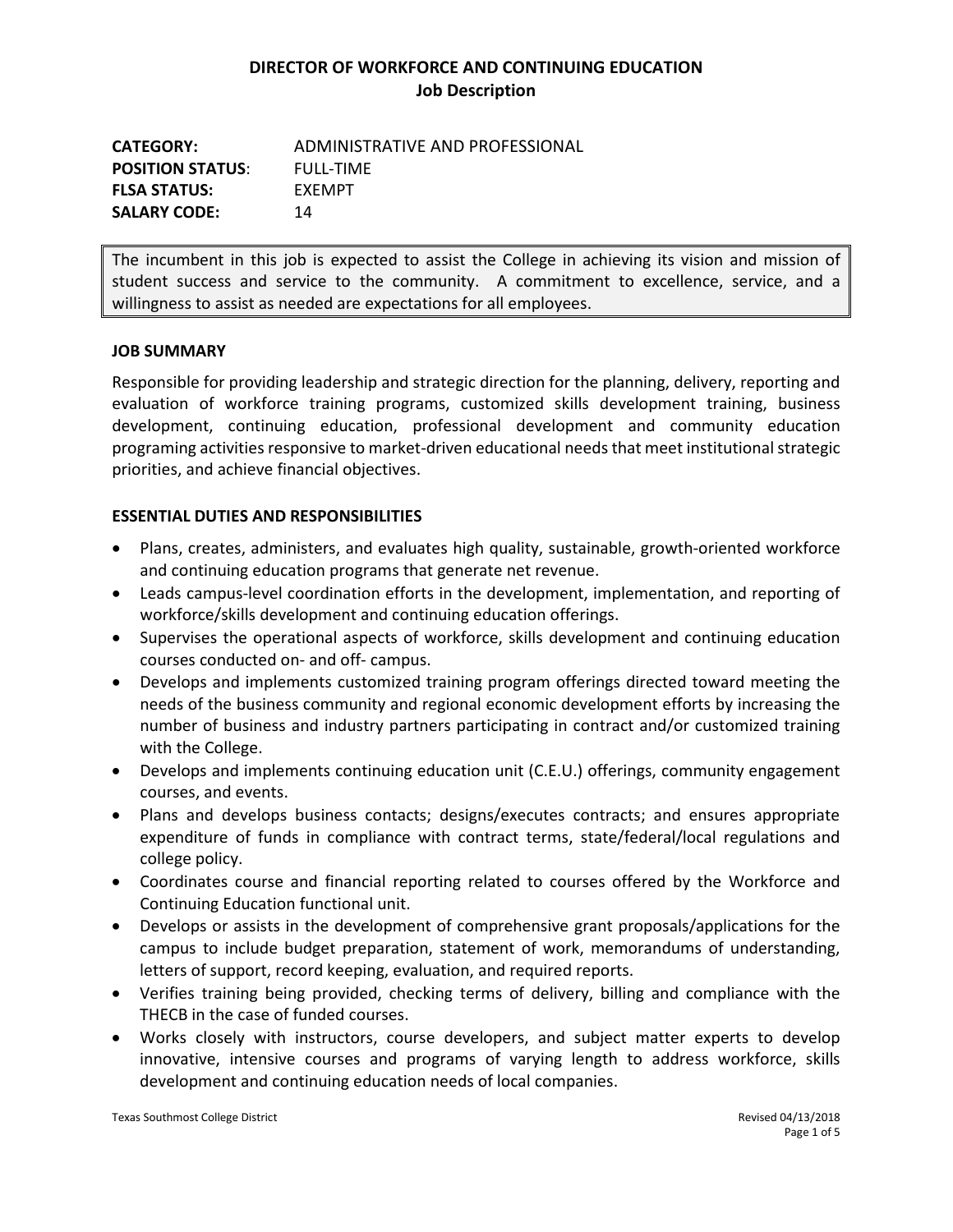# DIRECTOR OF WORKFORCE AND CONTINUING EDUCATION
## Job Description

**CATEGORY:** ADMINISTRATIVE AND PROFESSIONAL
**POSITION STATUS**: FULL-TIME
**FLSA STATUS:** EXEMPT
**SALARY CODE:** 14

The incumbent in this job is expected to assist the College in achieving its vision and mission of student success and service to the community. A commitment to excellence, service, and a willingness to assist as needed are expectations for all employees.

### JOB SUMMARY

Responsible for providing leadership and strategic direction for the planning, delivery, reporting and evaluation of workforce training programs, customized skills development training, business development, continuing education, professional development and community education programing activities responsive to market-driven educational needs that meet institutional strategic priorities, and achieve financial objectives.

### ESSENTIAL DUTIES AND RESPONSIBILITIES

- Plans, creates, administers, and evaluates high quality, sustainable, growth-oriented workforce and continuing education programs that generate net revenue.
- Leads campus-level coordination efforts in the development, implementation, and reporting of workforce/skills development and continuing education offerings.
- Supervises the operational aspects of workforce, skills development and continuing education courses conducted on- and off- campus.
- Develops and implements customized training program offerings directed toward meeting the needs of the business community and regional economic development efforts by increasing the number of business and industry partners participating in contract and/or customized training with the College.
- Develops and implements continuing education unit (C.E.U.) offerings, community engagement courses, and events.
- Plans and develops business contacts; designs/executes contracts; and ensures appropriate expenditure of funds in compliance with contract terms, state/federal/local regulations and college policy.
- Coordinates course and financial reporting related to courses offered by the Workforce and Continuing Education functional unit.
- Develops or assists in the development of comprehensive grant proposals/applications for the campus to include budget preparation, statement of work, memorandums of understanding, letters of support, record keeping, evaluation, and required reports.
- Verifies training being provided, checking terms of delivery, billing and compliance with the THECB in the case of funded courses.
- Works closely with instructors, course developers, and subject matter experts to develop innovative, intensive courses and programs of varying length to address workforce, skills development and continuing education needs of local companies.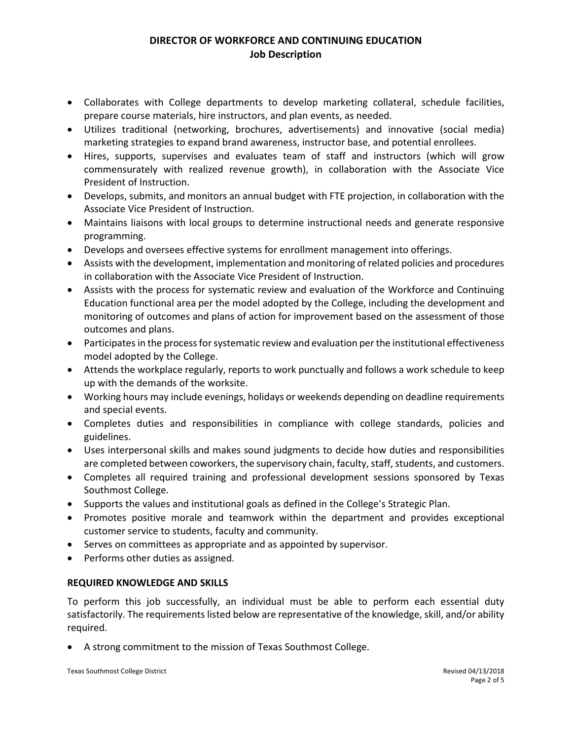- Collaborates with College departments to develop marketing collateral, schedule facilities, prepare course materials, hire instructors, and plan events, as needed.
- Utilizes traditional (networking, brochures, advertisements) and innovative (social media) marketing strategies to expand brand awareness, instructor base, and potential enrollees.
- Hires, supports, supervises and evaluates team of staff and instructors (which will grow commensurately with realized revenue growth), in collaboration with the Associate Vice President of Instruction.
- Develops, submits, and monitors an annual budget with FTE projection, in collaboration with the Associate Vice President of Instruction.
- Maintains liaisons with local groups to determine instructional needs and generate responsive programming.
- Develops and oversees effective systems for enrollment management into offerings.
- Assists with the development, implementation and monitoring of related policies and procedures in collaboration with the Associate Vice President of Instruction.
- Assists with the process for systematic review and evaluation of the Workforce and Continuing Education functional area per the model adopted by the College, including the development and monitoring of outcomes and plans of action for improvement based on the assessment of those outcomes and plans.
- Participates in the process for systematic review and evaluation per the institutional effectiveness model adopted by the College.
- Attends the workplace regularly, reports to work punctually and follows a work schedule to keep up with the demands of the worksite.
- Working hours may include evenings, holidays or weekends depending on deadline requirements and special events.
- Completes duties and responsibilities in compliance with college standards, policies and guidelines.
- Uses interpersonal skills and makes sound judgments to decide how duties and responsibilities are completed between coworkers, the supervisory chain, faculty, staff, students, and customers.
- Completes all required training and professional development sessions sponsored by Texas Southmost College.
- Supports the values and institutional goals as defined in the College's Strategic Plan.
- Promotes positive morale and teamwork within the department and provides exceptional customer service to students, faculty and community.
- Serves on committees as appropriate and as appointed by supervisor.
- Performs other duties as assigned.

### REQUIRED KNOWLEDGE AND SKILLS

To perform this job successfully, an individual must be able to perform each essential duty satisfactorily. The requirements listed below are representative of the knowledge, skill, and/or ability required.

- A strong commitment to the mission of Texas Southmost College.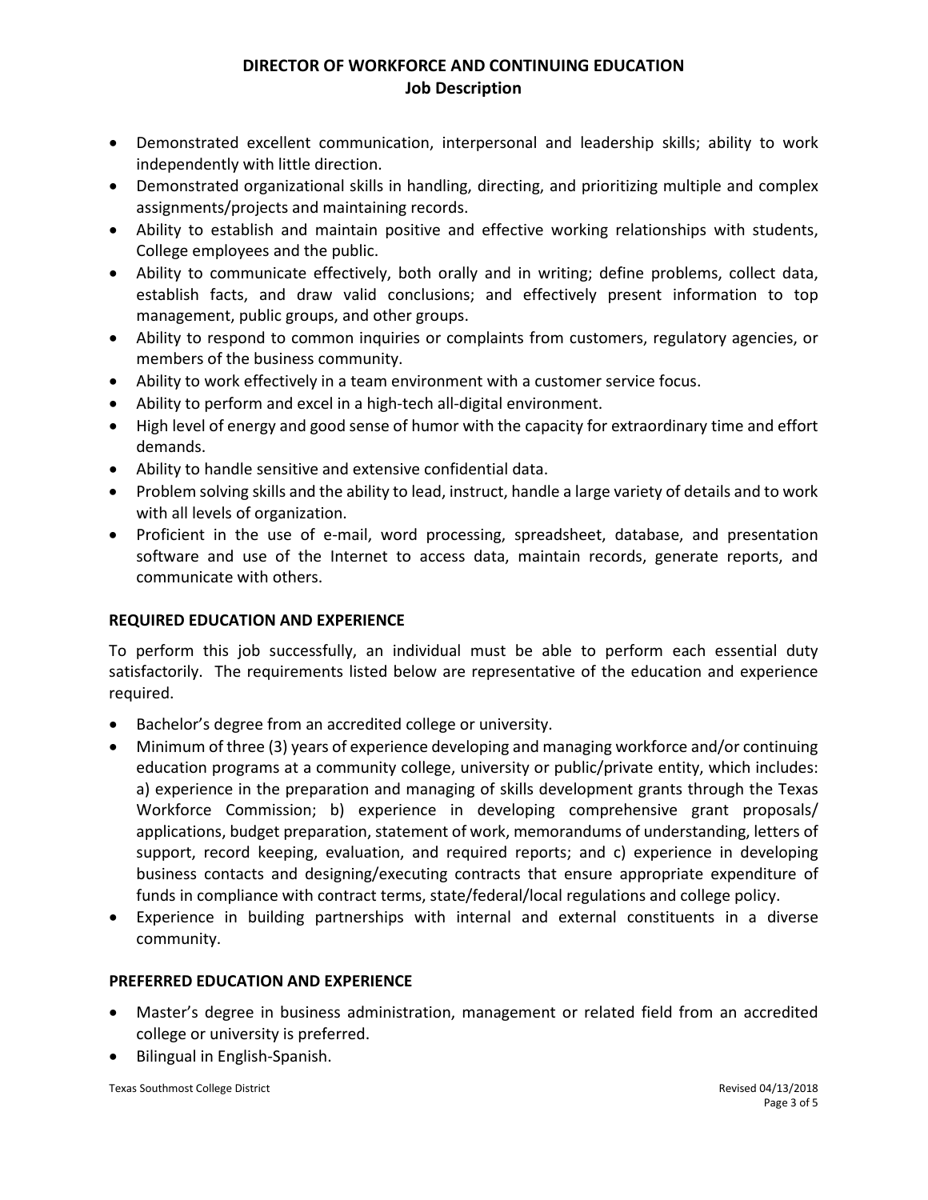- Demonstrated excellent communication, interpersonal and leadership skills; ability to work independently with little direction.
- Demonstrated organizational skills in handling, directing, and prioritizing multiple and complex assignments/projects and maintaining records.
- Ability to establish and maintain positive and effective working relationships with students, College employees and the public.
- Ability to communicate effectively, both orally and in writing; define problems, collect data, establish facts, and draw valid conclusions; and effectively present information to top management, public groups, and other groups.
- Ability to respond to common inquiries or complaints from customers, regulatory agencies, or members of the business community.
- Ability to work effectively in a team environment with a customer service focus.
- Ability to perform and excel in a high-tech all-digital environment.
- High level of energy and good sense of humor with the capacity for extraordinary time and effort demands.
- Ability to handle sensitive and extensive confidential data.
- Problem solving skills and the ability to lead, instruct, handle a large variety of details and to work with all levels of organization.
- Proficient in the use of e-mail, word processing, spreadsheet, database, and presentation software and use of the Internet to access data, maintain records, generate reports, and communicate with others.

## REQUIRED EDUCATION AND EXPERIENCE

To perform this job successfully, an individual must be able to perform each essential duty satisfactorily. The requirements listed below are representative of the education and experience required.

- Bachelor's degree from an accredited college or university.
- Minimum of three (3) years of experience developing and managing workforce and/or continuing education programs at a community college, university or public/private entity, which includes: a) experience in the preparation and managing of skills development grants through the Texas Workforce Commission; b) experience in developing comprehensive grant proposals/ applications, budget preparation, statement of work, memorandums of understanding, letters of support, record keeping, evaluation, and required reports; and c) experience in developing business contacts and designing/executing contracts that ensure appropriate expenditure of funds in compliance with contract terms, state/federal/local regulations and college policy.
- Experience in building partnerships with internal and external constituents in a diverse community.

## PREFERRED EDUCATION AND EXPERIENCE

- Master's degree in business administration, management or related field from an accredited college or university is preferred.
- Bilingual in English-Spanish.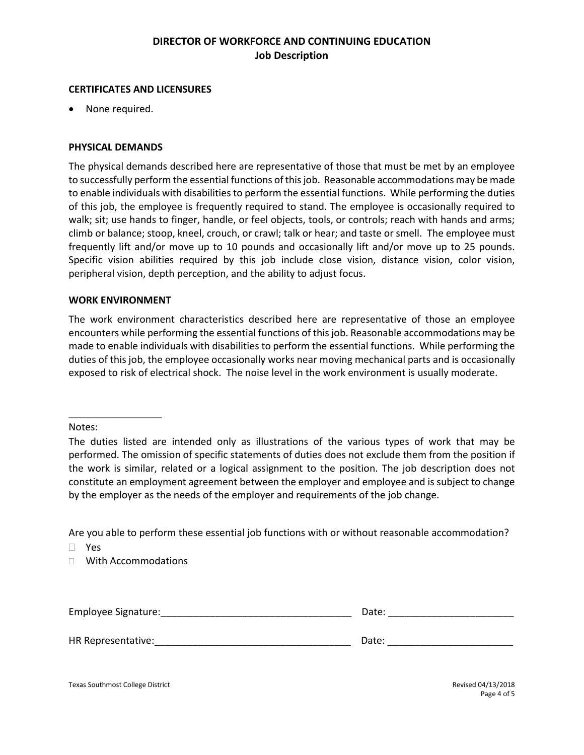## CERTIFICATES AND LICENSURES

- None required.

## PHYSICAL DEMANDS

The physical demands described here are representative of those that must be met by an employee to successfully perform the essential functions of this job. Reasonable accommodations may be made to enable individuals with disabilities to perform the essential functions. While performing the duties of this job, the employee is frequently required to stand. The employee is occasionally required to walk; sit; use hands to finger, handle, or feel objects, tools, or controls; reach with hands and arms; climb or balance; stoop, kneel, crouch, or crawl; talk or hear; and taste or smell. The employee must frequently lift and/or move up to 10 pounds and occasionally lift and/or move up to 25 pounds. Specific vision abilities required by this job include close vision, distance vision, color vision, peripheral vision, depth perception, and the ability to adjust focus.

## WORK ENVIRONMENT

The work environment characteristics described here are representative of those an employee encounters while performing the essential functions of this job. Reasonable accommodations may be made to enable individuals with disabilities to perform the essential functions. While performing the duties of this job, the employee occasionally works near moving mechanical parts and is occasionally exposed to risk of electrical shock. The noise level in the work environment is usually moderate.

---

Notes:

The duties listed are intended only as illustrations of the various types of work that may be performed. The omission of specific statements of duties does not exclude them from the position if the work is similar, related or a logical assignment to the position. The job description does not constitute an employment agreement between the employer and employee and is subject to change by the employer as the needs of the employer and requirements of the job change.

Are you able to perform these essential job functions with or without reasonable accommodation?

- ☐ Yes
- ☐ With Accommodations

Employee Signature:___________________________________ Date: _______________________

HR Representative:____________________________________ Date: _______________________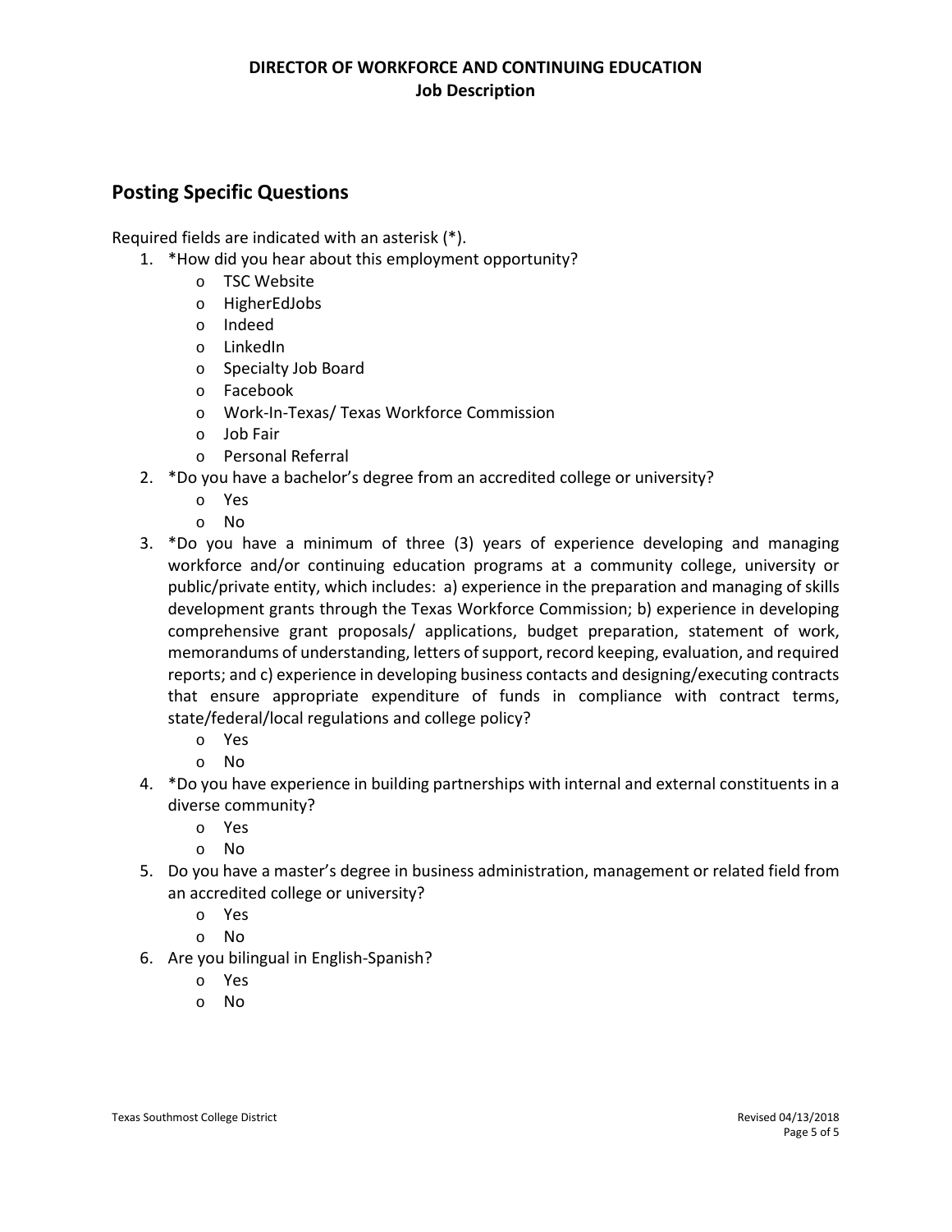## Posting Specific Questions

Required fields are indicated with an asterisk (*).

1. *How did you hear about this employment opportunity?
    - TSC Website
    - HigherEdJobs
    - Indeed
    - LinkedIn
    - Specialty Job Board
    - Facebook
    - Work-In-Texas/ Texas Workforce Commission
    - Job Fair
    - Personal Referral
2. *Do you have a bachelor's degree from an accredited college or university?
    - Yes
    - No
3. *Do you have a minimum of three (3) years of experience developing and managing workforce and/or continuing education programs at a community college, university or public/private entity, which includes: a) experience in the preparation and managing of skills development grants through the Texas Workforce Commission; b) experience in developing comprehensive grant proposals/ applications, budget preparation, statement of work, memorandums of understanding, letters of support, record keeping, evaluation, and required reports; and c) experience in developing business contacts and designing/executing contracts that ensure appropriate expenditure of funds in compliance with contract terms, state/federal/local regulations and college policy?
    - Yes
    - No
4. *Do you have experience in building partnerships with internal and external constituents in a diverse community?
    - Yes
    - No
5. Do you have a master's degree in business administration, management or related field from an accredited college or university?
    - Yes
    - No
6. Are you bilingual in English-Spanish?
    - Yes
    - No